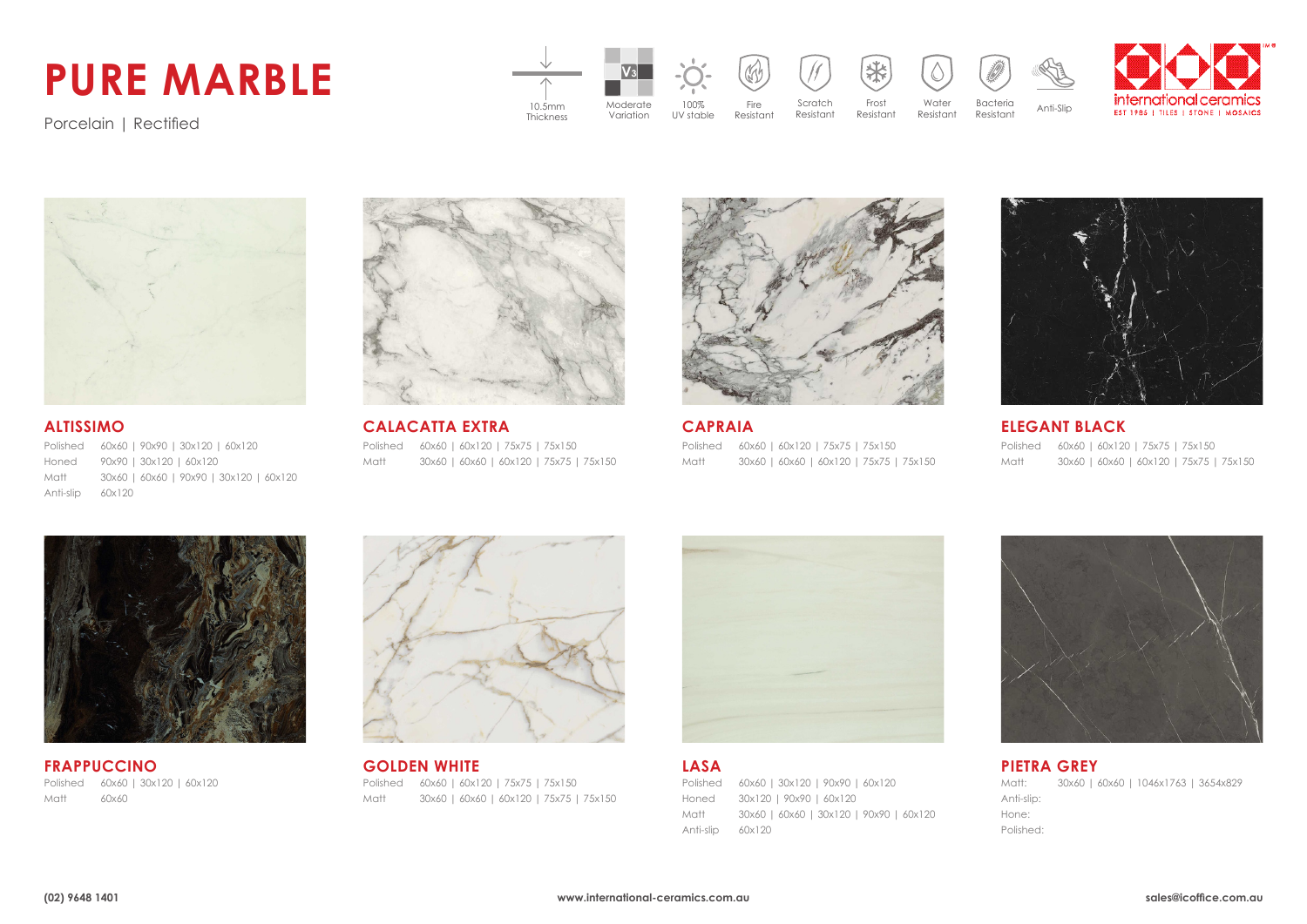# PURE MARBLE

Porcelain | Rectified

10.5mm Thickness | Moderate Variation | 100% UV stable | Fire Resistant | Scratch Resistant | Frost Resistant | Water Resistant | Bacteria Resistant | Anti-Slip

international ceramics
EST 1986 | TILES | STONE | MOSAICS

## ALTISSIMO

| | |
|---|---|
| Polished | 60x60 \| 90x90 \| 30x120 \| 60x120 |
| Honed | 90x90 \| 30x120 \| 60x120 |
| Matt | 30x60 \| 60x60 \| 90x90 \| 30x120 \| 60x120 |
| Anti-slip | 60x120 |

## CALACATTA EXTRA

| | |
|---|---|
| Polished | 60x60 \| 60x120 \| 75x75 \| 75x150 |
| Matt | 30x60 \| 60x60 \| 60x120 \| 75x75 \| 75x150 |

## CAPRAIA

| | |
|---|---|
| Polished | 60x60 \| 60x120 \| 75x75 \| 75x150 |
| Matt | 30x60 \| 60x60 \| 60x120 \| 75x75 \| 75x150 |

## ELEGANT BLACK

| | |
|---|---|
| Polished | 60x60 \| 60x120 \| 75x75 \| 75x150 |
| Matt | 30x60 \| 60x60 \| 60x120 \| 75x75 \| 75x150 |

## FRAPPUCCINO

| | |
|---|---|
| Polished | 60x60 \| 30x120 \| 60x120 |
| Matt | 60x60 |

## GOLDEN WHITE

| | |
|---|---|
| Polished | 60x60 \| 60x120 \| 75x75 \| 75x150 |
| Matt | 30x60 \| 60x60 \| 60x120 \| 75x75 \| 75x150 |

## LASA

| | |
|---|---|
| Polished | 60x60 \| 30x120 \| 90x90 \| 60x120 |
| Honed | 30x120 \| 90x90 \| 60x120 |
| Matt | 30x60 \| 60x60 \| 30x120 \| 90x90 \| 60x120 |
| Anti-slip | 60x120 |

## PIETRA GREY

| | |
|---|---|
| Matt: | 30x60 \| 60x60 \| 1046x1763 \| 3654x829 |
| Anti-slip: | |
| Hone: | |
| Polished: | |

(02) 9648 1401 | www.international-ceramics.com.au | sales@icoffice.com.au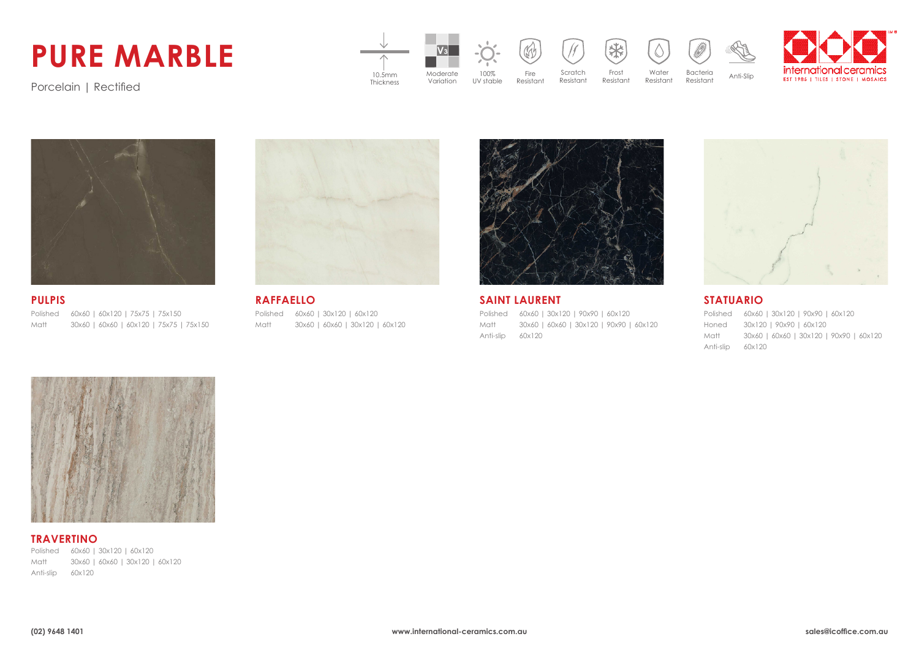# PURE MARBLE

Porcelain | Rectified

10.5mm Thickness
Moderate Variation
100% UV stable
Fire Resistant
Scratch Resistant
Frost Resistant
Water Resistant
Bacteria Resistant
Anti-Slip

international ceramics
EST 1986 | TILES | STONE | MOSAICS

## PULPIS

| | |
|---|---|
| Polished | 60x60 \| 60x120 \| 75x75 \| 75x150 |
| Matt | 30x60 \| 60x60 \| 60x120 \| 75x75 \| 75x150 |

## RAFFAELLO

| | |
|---|---|
| Polished | 60x60 \| 30x120 \| 60x120 |
| Matt | 30x60 \| 60x60 \| 30x120 \| 60x120 |

## SAINT LAURENT

| | |
|---|---|
| Polished | 60x60 \| 30x120 \| 90x90 \| 60x120 |
| Matt | 30x60 \| 60x60 \| 30x120 \| 90x90 \| 60x120 |
| Anti-slip | 60x120 |

## STATUARIO

| | |
|---|---|
| Polished | 60x60 \| 30x120 \| 90x90 \| 60x120 |
| Honed | 30x120 \| 90x90 \| 60x120 |
| Matt | 30x60 \| 60x60 \| 30x120 \| 90x90 \| 60x120 |
| Anti-slip | 60x120 |

## TRAVERTINO

| | |
|---|---|
| Polished | 60x60 \| 30x120 \| 60x120 |
| Matt | 30x60 \| 60x60 \| 30x120 \| 60x120 |
| Anti-slip | 60x120 |

(02) 9648 1401 www.international-ceramics.com.au sales@icoffice.com.au